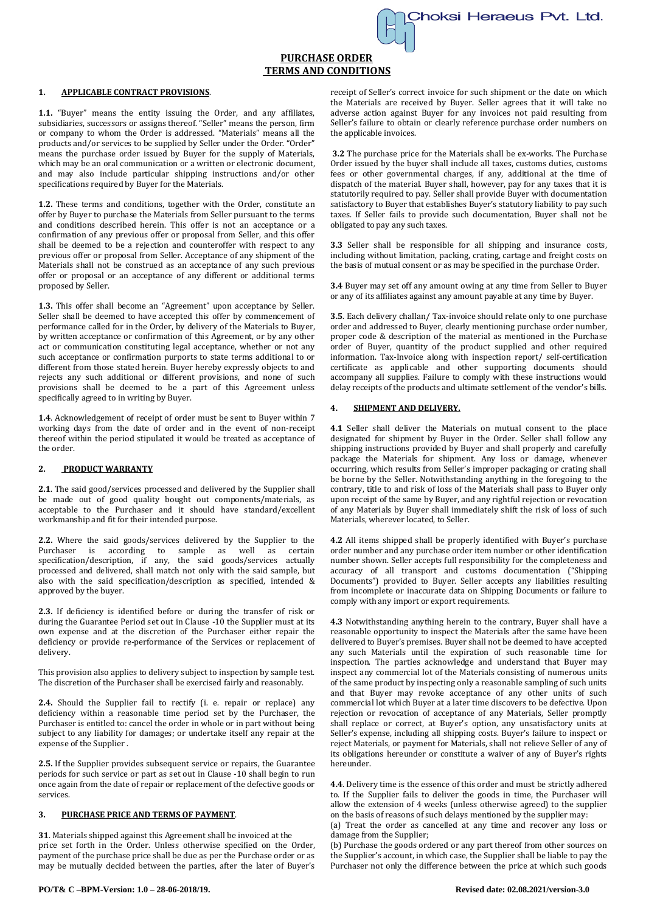# PURCHASE ORDER TERMS AND CONDITIONS

## 1. APPLICABLE CONTRACT PROVISIONS.

**1.1.** "Buyer" means the entity issuing the Order, and any affiliates, subsidiaries, successors or assigns thereof. "Seller" means the person, firm or company to whom the Order is addressed. "Materials" means all the products and/or services to be supplied by Seller under the Order. "Order" means the purchase order issued by Buyer for the supply of Materials, which may be an oral communication or a written or electronic document, and may also include particular shipping instructions and/or other specifications required by Buyer for the Materials.

**1.2.** These terms and conditions, together with the Order, constitute an offer by Buyer to purchase the Materials from Seller pursuant to the terms and conditions described herein. This offer is not an acceptance or a confirmation of any previous offer or proposal from Seller, and this offer shall be deemed to be a rejection and counteroffer with respect to any previous offer or proposal from Seller. Acceptance of any shipment of the Materials shall not be construed as an acceptance of any such previous offer or proposal or an acceptance of any different or additional terms proposed by Seller.

**1.3.** This offer shall become an "Agreement" upon acceptance by Seller. Seller shall be deemed to have accepted this offer by commencement of performance called for in the Order, by delivery of the Materials to Buyer, by written acceptance or confirmation of this Agreement, or by any other act or communication constituting legal acceptance, whether or not any such acceptance or confirmation purports to state terms additional to or different from those stated herein. Buyer hereby expressly objects to and rejects any such additional or different provisions, and none of such provisions shall be deemed to be a part of this Agreement unless specifically agreed to in writing by Buyer.

**1.4**. Acknowledgement of receipt of order must be sent to Buyer within 7 working days from the date of order and in the event of non-receipt thereof within the period stipulated it would be treated as acceptance of the order.

## 2. PRODUCT WARRANTY

**2.1**. The said good/services processed and delivered by the Supplier shall be made out of good quality bought out components/materials, as acceptable to the Purchaser and it should have standard/excellent workmanship and fit for their intended purpose.

**2.2.** Where the said goods/services delivered by the Supplier to the Purchaser is according to sample as well as certain specification/description, if any, the said goods/services actually processed and delivered, shall match not only with the said sample, but also with the said specification/description as specified, intended & approved by the buyer.

**2.3.** If deficiency is identified before or during the transfer of risk or during the Guarantee Period set out in Clause -10 the Supplier must at its own expense and at the discretion of the Purchaser either repair the deficiency or provide re-performance of the Services or replacement of delivery.

This provision also applies to delivery subject to inspection by sample test. The discretion of the Purchaser shall be exercised fairly and reasonably.

**2.4.** Should the Supplier fail to rectify (i. e. repair or replace) any deficiency within a reasonable time period set by the Purchaser, the Purchaser is entitled to: cancel the order in whole or in part without being subject to any liability for damages; or undertake itself any repair at the expense of the Supplier .

**2.5.** If the Supplier provides subsequent service or repairs, the Guarantee periods for such service or part as set out in Clause -10 shall begin to run once again from the date of repair or replacement of the defective goods or services.

## 3. PURCHASE PRICE AND TERMS OF PAYMENT.

**31**. Materials shipped against this Agreement shall be invoiced at the price set forth in the Order. Unless otherwise specified on the Order, payment of the purchase price shall be due as per the Purchase order or as may be mutually decided between the parties, after the later of Buyer's receipt of Seller's correct invoice for such shipment or the date on which the Materials are received by Buyer. Seller agrees that it will take no adverse action against Buyer for any invoices not paid resulting from Seller's failure to obtain or clearly reference purchase order numbers on the applicable invoices.

**3.2** The purchase price for the Materials shall be ex-works. The Purchase Order issued by the buyer shall include all taxes, customs duties, customs fees or other governmental charges, if any, additional at the time of dispatch of the material. Buyer shall, however, pay for any taxes that it is statutorily required to pay. Seller shall provide Buyer with documentation satisfactory to Buyer that establishes Buyer's statutory liability to pay such taxes. If Seller fails to provide such documentation, Buyer shall not be obligated to pay any such taxes.

**3.3** Seller shall be responsible for all shipping and insurance costs, including without limitation, packing, crating, cartage and freight costs on the basis of mutual consent or as may be specified in the purchase Order.

**3.4** Buyer may set off any amount owing at any time from Seller to Buyer or any of its affiliates against any amount payable at any time by Buyer.

**3.5**. Each delivery challan/ Tax-invoice should relate only to one purchase order and addressed to Buyer, clearly mentioning purchase order number, proper code & description of the material as mentioned in the Purchase order of Buyer, quantity of the product supplied and other required information. Tax-Invoice along with inspection report/ self-certification certificate as applicable and other supporting documents should accompany all supplies. Failure to comply with these instructions would delay receipts of the products and ultimate settlement of the vendor's bills.

## 4. SHIPMENT AND DELIVERY.

**4.1** Seller shall deliver the Materials on mutual consent to the place designated for shipment by Buyer in the Order. Seller shall follow any shipping instructions provided by Buyer and shall properly and carefully package the Materials for shipment. Any loss or damage, whenever occurring, which results from Seller's improper packaging or crating shall be borne by the Seller. Notwithstanding anything in the foregoing to the contrary, title to and risk of loss of the Materials shall pass to Buyer only upon receipt of the same by Buyer, and any rightful rejection or revocation of any Materials by Buyer shall immediately shift the risk of loss of such Materials, wherever located, to Seller.

**4.2** All items shipped shall be properly identified with Buyer's purchase order number and any purchase order item number or other identification number shown. Seller accepts full responsibility for the completeness and accuracy of all transport and customs documentation ("Shipping Documents") provided to Buyer. Seller accepts any liabilities resulting from incomplete or inaccurate data on Shipping Documents or failure to comply with any import or export requirements.

**4.3** Notwithstanding anything herein to the contrary, Buyer shall have a reasonable opportunity to inspect the Materials after the same have been delivered to Buyer's premises. Buyer shall not be deemed to have accepted any such Materials until the expiration of such reasonable time for inspection. The parties acknowledge and understand that Buyer may inspect any commercial lot of the Materials consisting of numerous units of the same product by inspecting only a reasonable sampling of such units and that Buyer may revoke acceptance of any other units of such commercial lot which Buyer at a later time discovers to be defective. Upon rejection or revocation of acceptance of any Materials, Seller promptly shall replace or correct, at Buyer's option, any unsatisfactory units at Seller's expense, including all shipping costs. Buyer's failure to inspect or reject Materials, or payment for Materials, shall not relieve Seller of any of its obligations hereunder or constitute a waiver of any of Buyer's rights hereunder.

**4.4**. Delivery time is the essence of this order and must be strictly adhered to. If the Supplier fails to deliver the goods in time, the Purchaser will allow the extension of 4 weeks (unless otherwise agreed) to the supplier on the basis of reasons of such delays mentioned by the supplier may:

(a) Treat the order as cancelled at any time and recover any loss or damage from the Supplier;

(b) Purchase the goods ordered or any part thereof from other sources on the Supplier's account, in which case, the Supplier shall be liable to pay the Purchaser not only the difference between the price at which such goods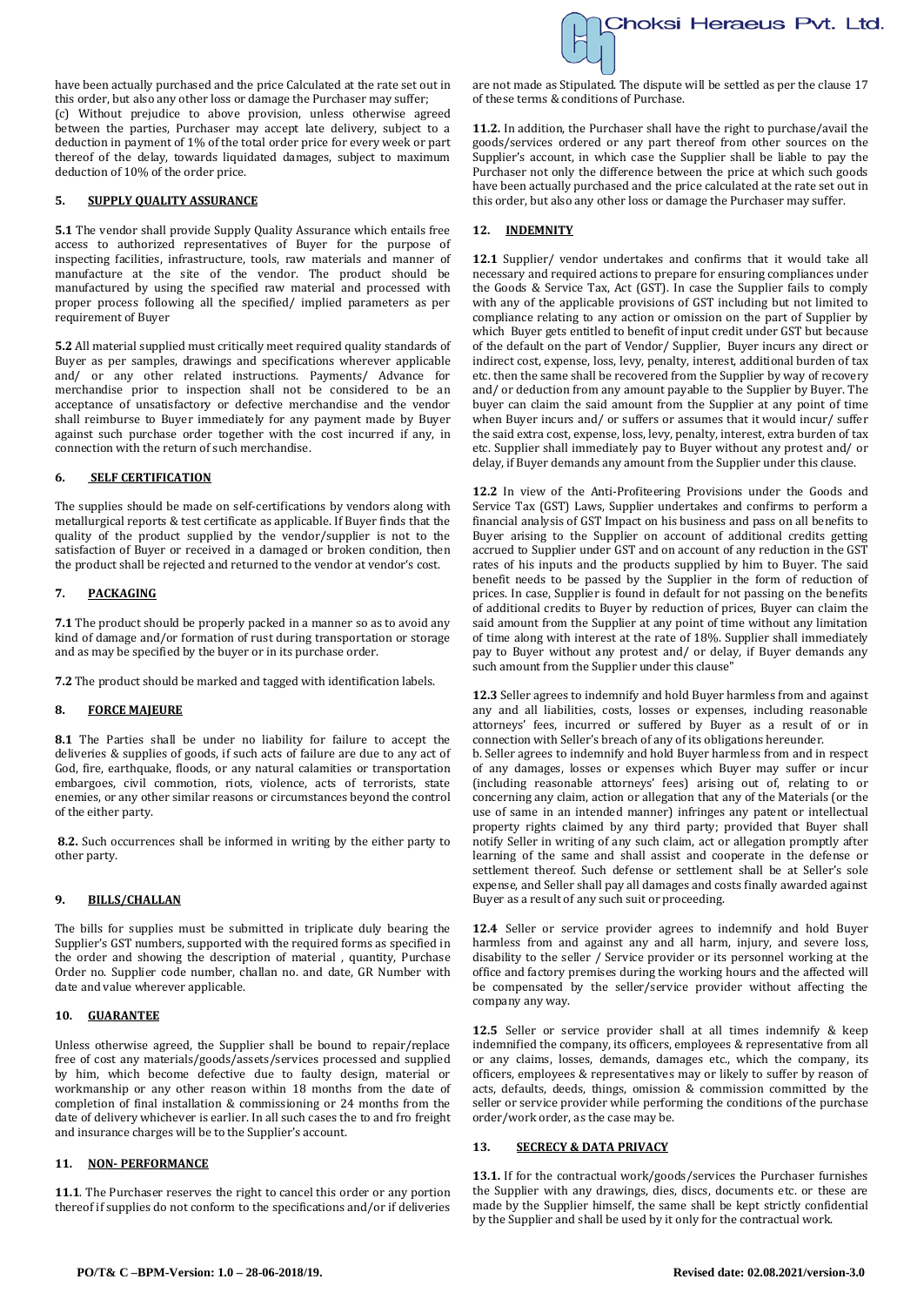have been actually purchased and the price Calculated at the rate set out in this order, but also any other loss or damage the Purchaser may suffer;

(c) Without prejudice to above provision, unless otherwise agreed between the parties, Purchaser may accept late delivery, subject to a deduction in payment of 1% of the total order price for every week or part thereof of the delay, towards liquidated damages, subject to maximum deduction of 10% of the order price.

## 5. SUPPLY QUALITY ASSURANCE

**5.1** The vendor shall provide Supply Quality Assurance which entails free access to authorized representatives of Buyer for the purpose of inspecting facilities, infrastructure, tools, raw materials and manner of manufacture at the site of the vendor. The product should be manufactured by using the specified raw material and processed with proper process following all the specified/ implied parameters as per requirement of Buyer

**5.2** All material supplied must critically meet required quality standards of Buyer as per samples, drawings and specifications wherever applicable and/ or any other related instructions. Payments/ Advance for merchandise prior to inspection shall not be considered to be an acceptance of unsatisfactory or defective merchandise and the vendor shall reimburse to Buyer immediately for any payment made by Buyer against such purchase order together with the cost incurred if any, in connection with the return of such merchandise.

## 6. SELF CERTIFICATION

The supplies should be made on self-certifications by vendors along with metallurgical reports & test certificate as applicable. If Buyer finds that the quality of the product supplied by the vendor/supplier is not to the satisfaction of Buyer or received in a damaged or broken condition, then the product shall be rejected and returned to the vendor at vendor's cost.

## 7. PACKAGING

**7.1** The product should be properly packed in a manner so as to avoid any kind of damage and/or formation of rust during transportation or storage and as may be specified by the buyer or in its purchase order.

**7.2** The product should be marked and tagged with identification labels.

## 8. FORCE MAJEURE

**8.1** The Parties shall be under no liability for failure to accept the deliveries & supplies of goods, if such acts of failure are due to any act of God, fire, earthquake, floods, or any natural calamities or transportation embargoes, civil commotion, riots, violence, acts of terrorists, state enemies, or any other similar reasons or circumstances beyond the control of the either party.

**8.2.** Such occurrences shall be informed in writing by the either party to other party.

## 9. BILLS/CHALLAN

The bills for supplies must be submitted in triplicate duly bearing the Supplier's GST numbers, supported with the required forms as specified in the order and showing the description of material , quantity, Purchase Order no. Supplier code number, challan no. and date, GR Number with date and value wherever applicable.

## 10. GUARANTEE

Unless otherwise agreed, the Supplier shall be bound to repair/replace free of cost any materials/goods/assets/services processed and supplied by him, which become defective due to faulty design, material or workmanship or any other reason within 18 months from the date of completion of final installation & commissioning or 24 months from the date of delivery whichever is earlier. In all such cases the to and fro freight and insurance charges will be to the Supplier's account.

## 11. NON- PERFORMANCE

**11.1**. The Purchaser reserves the right to cancel this order or any portion thereof if supplies do not conform to the specifications and/or if deliveries are not made as Stipulated. The dispute will be settled as per the clause 17 of these terms & conditions of Purchase.

**11.2.** In addition, the Purchaser shall have the right to purchase/avail the goods/services ordered or any part thereof from other sources on the Supplier's account, in which case the Supplier shall be liable to pay the Purchaser not only the difference between the price at which such goods have been actually purchased and the price calculated at the rate set out in this order, but also any other loss or damage the Purchaser may suffer.

## 12. INDEMNITY

**12.1** Supplier/ vendor undertakes and confirms that it would take all necessary and required actions to prepare for ensuring compliances under the Goods & Service Tax, Act (GST). In case the Supplier fails to comply with any of the applicable provisions of GST including but not limited to compliance relating to any action or omission on the part of Supplier by which Buyer gets entitled to benefit of input credit under GST but because of the default on the part of Vendor/ Supplier, Buyer incurs any direct or indirect cost, expense, loss, levy, penalty, interest, additional burden of tax etc. then the same shall be recovered from the Supplier by way of recovery and/ or deduction from any amount payable to the Supplier by Buyer. The buyer can claim the said amount from the Supplier at any point of time when Buyer incurs and/ or suffers or assumes that it would incur/ suffer the said extra cost, expense, loss, levy, penalty, interest, extra burden of tax etc. Supplier shall immediately pay to Buyer without any protest and/ or delay, if Buyer demands any amount from the Supplier under this clause.

**12.2** In view of the Anti-Profiteering Provisions under the Goods and Service Tax (GST) Laws, Supplier undertakes and confirms to perform a financial analysis of GST Impact on his business and pass on all benefits to Buyer arising to the Supplier on account of additional credits getting accrued to Supplier under GST and on account of any reduction in the GST rates of his inputs and the products supplied by him to Buyer. The said benefit needs to be passed by the Supplier in the form of reduction of prices. In case, Supplier is found in default for not passing on the benefits of additional credits to Buyer by reduction of prices, Buyer can claim the said amount from the Supplier at any point of time without any limitation of time along with interest at the rate of 18%. Supplier shall immediately pay to Buyer without any protest and/ or delay, if Buyer demands any such amount from the Supplier under this clause"

**12.3** Seller agrees to indemnify and hold Buyer harmless from and against any and all liabilities, costs, losses or expenses, including reasonable attorneys' fees, incurred or suffered by Buyer as a result of or in connection with Seller's breach of any of its obligations hereunder.

b. Seller agrees to indemnify and hold Buyer harmless from and in respect of any damages, losses or expenses which Buyer may suffer or incur (including reasonable attorneys' fees) arising out of, relating to or concerning any claim, action or allegation that any of the Materials (or the use of same in an intended manner) infringes any patent or intellectual property rights claimed by any third party; provided that Buyer shall notify Seller in writing of any such claim, act or allegation promptly after learning of the same and shall assist and cooperate in the defense or settlement thereof. Such defense or settlement shall be at Seller's sole expense, and Seller shall pay all damages and costs finally awarded against Buyer as a result of any such suit or proceeding.

**12.4** Seller or service provider agrees to indemnify and hold Buyer harmless from and against any and all harm, injury, and severe loss, disability to the seller / Service provider or its personnel working at the office and factory premises during the working hours and the affected will be compensated by the seller/service provider without affecting the company any way.

**12.5** Seller or service provider shall at all times indemnify & keep indemnified the company, its officers, employees & representative from all or any claims, losses, demands, damages etc., which the company, its officers, employees & representatives may or likely to suffer by reason of acts, defaults, deeds, things, omission & commission committed by the seller or service provider while performing the conditions of the purchase order/work order, as the case may be.

## 13. SECRECY & DATA PRIVACY

**13.1.** If for the contractual work/goods/services the Purchaser furnishes the Supplier with any drawings, dies, discs, documents etc. or these are made by the Supplier himself, the same shall be kept strictly confidential by the Supplier and shall be used by it only for the contractual work.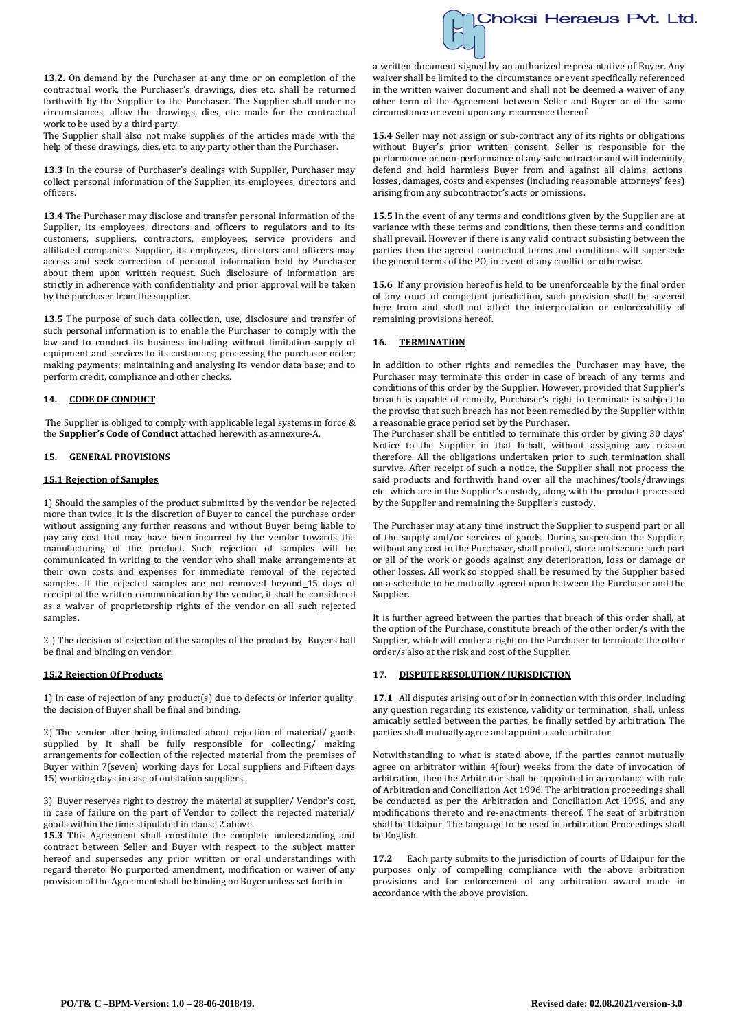**13.2.** On demand by the Purchaser at any time or on completion of the contractual work, the Purchaser's drawings, dies etc. shall be returned forthwith by the Supplier to the Purchaser. The Supplier shall under no circumstances, allow the drawings, dies, etc. made for the contractual work to be used by a third party.

The Supplier shall also not make supplies of the articles made with the help of these drawings, dies, etc. to any party other than the Purchaser.

**13.3** In the course of Purchaser's dealings with Supplier, Purchaser may collect personal information of the Supplier, its employees, directors and officers.

**13.4** The Purchaser may disclose and transfer personal information of the Supplier, its employees, directors and officers to regulators and to its customers, suppliers, contractors, employees, service providers and affiliated companies. Supplier, its employees, directors and officers may access and seek correction of personal information held by Purchaser about them upon written request. Such disclosure of information are strictly in adherence with confidentiality and prior approval will be taken by the purchaser from the supplier.

**13.5** The purpose of such data collection, use, disclosure and transfer of such personal information is to enable the Purchaser to comply with the law and to conduct its business including without limitation supply of equipment and services to its customers; processing the purchaser order; making payments; maintaining and analysing its vendor data base; and to perform credit, compliance and other checks.

## 14. CODE OF CONDUCT

The Supplier is obliged to comply with applicable legal systems in force & the **Supplier's Code of Conduct** attached herewith as annexure-A,

## 15. GENERAL PROVISIONS

### 15.1 Rejection of Samples

1) Should the samples of the product submitted by the vendor be rejected more than twice, it is the discretion of Buyer to cancel the purchase order without assigning any further reasons and without Buyer being liable to pay any cost that may have been incurred by the vendor towards the manufacturing of the product. Such rejection of samples will be communicated in writing to the vendor who shall make_arrangements at their own costs and expenses for immediate removal of the rejected samples. If the rejected samples are not removed beyond_15 days of receipt of the written communication by the vendor, it shall be considered as a waiver of proprietorship rights of the vendor on all such_rejected samples.

2 ) The decision of rejection of the samples of the product by Buyers hall be final and binding on vendor.

### 15.2 Rejection Of Products

1) In case of rejection of any product(s) due to defects or inferior quality, the decision of Buyer shall be final and binding.

2) The vendor after being intimated about rejection of material/ goods supplied by it shall be fully responsible for collecting/ making arrangements for collection of the rejected material from the premises of Buyer within 7(seven) working days for Local suppliers and Fifteen days 15) working days in case of outstation suppliers.

3) Buyer reserves right to destroy the material at supplier/ Vendor's cost, in case of failure on the part of Vendor to collect the rejected material/ goods within the time stipulated in clause 2 above.

**15.3** This Agreement shall constitute the complete understanding and contract between Seller and Buyer with respect to the subject matter hereof and supersedes any prior written or oral understandings with regard thereto. No purported amendment, modification or waiver of any provision of the Agreement shall be binding on Buyer unless set forth in a written document signed by an authorized representative of Buyer. Any waiver shall be limited to the circumstance or event specifically referenced in the written waiver document and shall not be deemed a waiver of any other term of the Agreement between Seller and Buyer or of the same circumstance or event upon any recurrence thereof.

**15.4** Seller may not assign or sub-contract any of its rights or obligations without Buyer's prior written consent. Seller is responsible for the performance or non-performance of any subcontractor and will indemnify, defend and hold harmless Buyer from and against all claims, actions, losses, damages, costs and expenses (including reasonable attorneys' fees) arising from any subcontractor's acts or omissions.

**15.5** In the event of any terms and conditions given by the Supplier are at variance with these terms and conditions, then these terms and condition shall prevail. However if there is any valid contract subsisting between the parties then the agreed contractual terms and conditions will supersede the general terms of the PO, in event of any conflict or otherwise.

**15.6** If any provision hereof is held to be unenforceable by the final order of any court of competent jurisdiction, such provision shall be severed here from and shall not affect the interpretation or enforceability of remaining provisions hereof.

## 16. TERMINATION

In addition to other rights and remedies the Purchaser may have, the Purchaser may terminate this order in case of breach of any terms and conditions of this order by the Supplier. However, provided that Supplier's breach is capable of remedy, Purchaser's right to terminate is subject to the proviso that such breach has not been remedied by the Supplier within a reasonable grace period set by the Purchaser.

The Purchaser shall be entitled to terminate this order by giving 30 days' Notice to the Supplier in that behalf, without assigning any reason therefore. All the obligations undertaken prior to such termination shall survive. After receipt of such a notice, the Supplier shall not process the said products and forthwith hand over all the machines/tools/drawings etc. which are in the Supplier's custody, along with the product processed by the Supplier and remaining the Supplier's custody.

The Purchaser may at any time instruct the Supplier to suspend part or all of the supply and/or services of goods. During suspension the Supplier, without any cost to the Purchaser, shall protect, store and secure such part or all of the work or goods against any deterioration, loss or damage or other losses. All work so stopped shall be resumed by the Supplier based on a schedule to be mutually agreed upon between the Purchaser and the Supplier.

It is further agreed between the parties that breach of this order shall, at the option of the Purchase, constitute breach of the other order/s with the Supplier, which will confer a right on the Purchaser to terminate the other order/s also at the risk and cost of the Supplier.

## 17. DISPUTE RESOLUTION/ JURISDICTION

**17.1** All disputes arising out of or in connection with this order, including any question regarding its existence, validity or termination, shall, unless amicably settled between the parties, be finally settled by arbitration. The parties shall mutually agree and appoint a sole arbitrator.

Notwithstanding to what is stated above, if the parties cannot mutually agree on arbitrator within 4(four) weeks from the date of invocation of arbitration, then the Arbitrator shall be appointed in accordance with rule of Arbitration and Conciliation Act 1996. The arbitration proceedings shall be conducted as per the Arbitration and Conciliation Act 1996, and any modifications thereto and re-enactments thereof. The seat of arbitration shall be Udaipur. The language to be used in arbitration Proceedings shall be English.

**17.2** Each party submits to the jurisdiction of courts of Udaipur for the purposes only of compelling compliance with the above arbitration provisions and for enforcement of any arbitration award made in accordance with the above provision.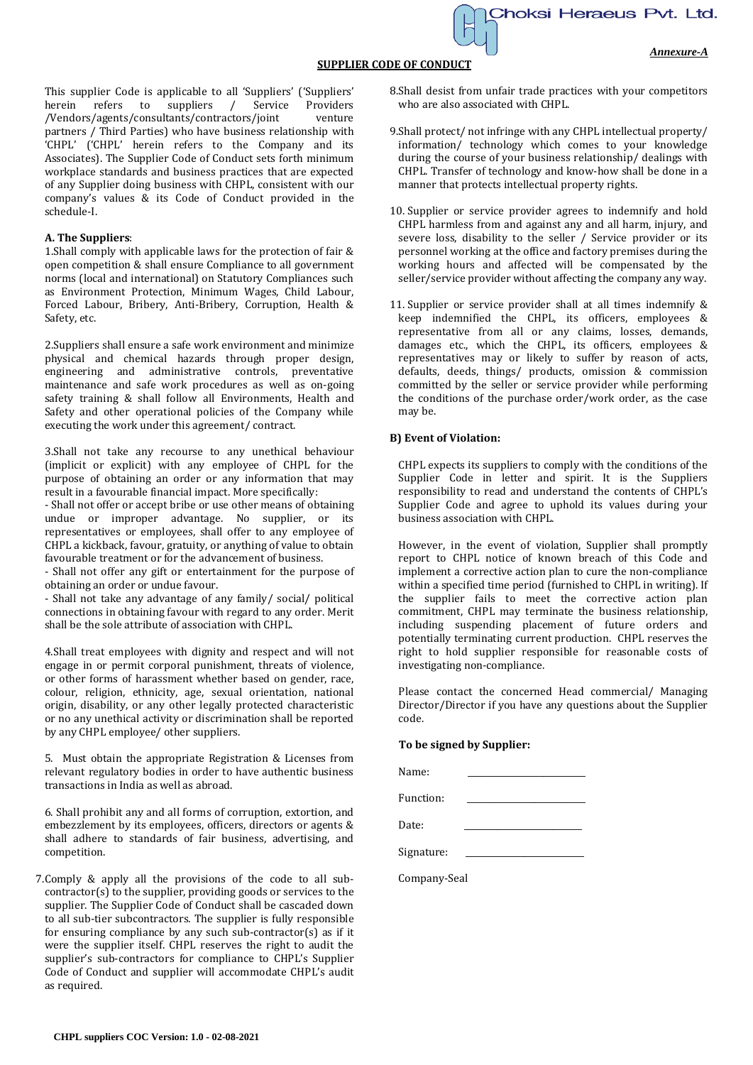*Annexure-A*

## SUPPLIER CODE OF CONDUCT

This supplier Code is applicable to all 'Suppliers' ('Suppliers' herein refers to suppliers / Service Providers /Vendors/agents/consultants/contractors/joint venture partners / Third Parties) who have business relationship with 'CHPL' ('CHPL' herein refers to the Company and its Associates). The Supplier Code of Conduct sets forth minimum workplace standards and business practices that are expected of any Supplier doing business with CHPL, consistent with our company's values & its Code of Conduct provided in the schedule-I.

**A. The Suppliers**:

1.Shall comply with applicable laws for the protection of fair & open competition & shall ensure Compliance to all government norms (local and international) on Statutory Compliances such as Environment Protection, Minimum Wages, Child Labour, Forced Labour, Bribery, Anti-Bribery, Corruption, Health & Safety, etc.

2.Suppliers shall ensure a safe work environment and minimize physical and chemical hazards through proper design, engineering and administrative controls, preventative maintenance and safe work procedures as well as on-going safety training & shall follow all Environments, Health and Safety and other operational policies of the Company while executing the work under this agreement/ contract.

3.Shall not take any recourse to any unethical behaviour (implicit or explicit) with any employee of CHPL for the purpose of obtaining an order or any information that may result in a favourable financial impact. More specifically:

- Shall not offer or accept bribe or use other means of obtaining undue or improper advantage. No supplier, or its representatives or employees, shall offer to any employee of CHPL a kickback, favour, gratuity, or anything of value to obtain favourable treatment or for the advancement of business.
- Shall not offer any gift or entertainment for the purpose of obtaining an order or undue favour.
- Shall not take any advantage of any family/ social/ political connections in obtaining favour with regard to any order. Merit shall be the sole attribute of association with CHPL.

4.Shall treat employees with dignity and respect and will not engage in or permit corporal punishment, threats of violence, or other forms of harassment whether based on gender, race, colour, religion, ethnicity, age, sexual orientation, national origin, disability, or any other legally protected characteristic or no any unethical activity or discrimination shall be reported by any CHPL employee/ other suppliers.

5. Must obtain the appropriate Registration & Licenses from relevant regulatory bodies in order to have authentic business transactions in India as well as abroad.

6. Shall prohibit any and all forms of corruption, extortion, and embezzlement by its employees, officers, directors or agents & shall adhere to standards of fair business, advertising, and competition.

7.Comply & apply all the provisions of the code to all sub-contractor(s) to the supplier, providing goods or services to the supplier. The Supplier Code of Conduct shall be cascaded down to all sub-tier subcontractors. The supplier is fully responsible for ensuring compliance by any such sub-contractor(s) as if it were the supplier itself. CHPL reserves the right to audit the supplier's sub-contractors for compliance to CHPL's Supplier Code of Conduct and supplier will accommodate CHPL's audit as required.

8.Shall desist from unfair trade practices with your competitors who are also associated with CHPL.

9.Shall protect/ not infringe with any CHPL intellectual property/ information/ technology which comes to your knowledge during the course of your business relationship/ dealings with CHPL. Transfer of technology and know-how shall be done in a manner that protects intellectual property rights.

10. Supplier or service provider agrees to indemnify and hold CHPL harmless from and against any and all harm, injury, and severe loss, disability to the seller / Service provider or its personnel working at the office and factory premises during the working hours and affected will be compensated by the seller/service provider without affecting the company any way.

11. Supplier or service provider shall at all times indemnify & keep indemnified the CHPL, its officers, employees & representative from all or any claims, losses, demands, damages etc., which the CHPL, its officers, employees & representatives may or likely to suffer by reason of acts, defaults, deeds, things/ products, omission & commission committed by the seller or service provider while performing the conditions of the purchase order/work order, as the case may be.

**B) Event of Violation:**

CHPL expects its suppliers to comply with the conditions of the Supplier Code in letter and spirit. It is the Suppliers responsibility to read and understand the contents of CHPL's Supplier Code and agree to uphold its values during your business association with CHPL.

However, in the event of violation, Supplier shall promptly report to CHPL notice of known breach of this Code and implement a corrective action plan to cure the non-compliance within a specified time period (furnished to CHPL in writing). If the supplier fails to meet the corrective action plan commitment, CHPL may terminate the business relationship, including suspending placement of future orders and potentially terminating current production. CHPL reserves the right to hold supplier responsible for reasonable costs of investigating non-compliance.

Please contact the concerned Head commercial/ Managing Director/Director if you have any questions about the Supplier code.

**To be signed by Supplier:**

Name: ____________________

Function: ____________________

Date: ____________________

Signature: ____________________

Company-Seal

CHPL suppliers COC Version: 1.0 - 02-08-2021